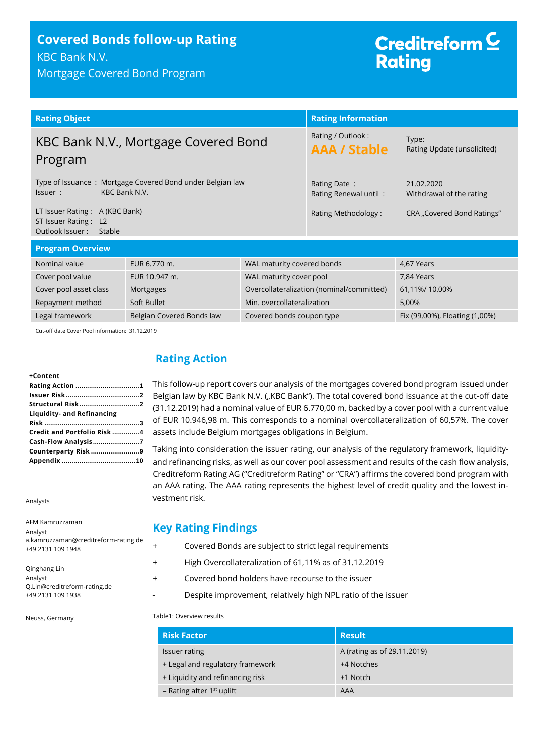# Covered Bonds follow-up Rating

KBC Bank N.V.

Mortgage Covered Bond Program

Creditreform Rating

| Rating Object | | Rating Information | |
|---|---|---|---|
| KBC Bank N.V., Mortgage Covered Bond Program | | Rating / Outlook : **AAA / Stable** | Type: Rating Update (unsolicited) |
| Type of Issuance : | Mortgage Covered Bond under Belgian law | Rating Date : | 21.02.2020 |
| Issuer : | KBC Bank N.V. | Rating Renewal until : | Withdrawal of the rating |
| LT Issuer Rating : | A (KBC Bank) | Rating Methodology : | CRA „Covered Bond Ratings" |
| ST Issuer Rating : | L2 | | |
| Outlook Issuer : | Stable | | |

**Program Overview**

| Nominal value | EUR 6.770 m. | WAL maturity covered bonds | 4,67 Years |
|---|---|---|---|
| Cover pool value | EUR 10.947 m. | WAL maturity cover pool | 7,84 Years |
| Cover pool asset class | Mortgages | Overcollateralization (nominal/committed) | 61,11%/ 10,00% |
| Repayment method | Soft Bullet | Min. overcollateralization | 5,00% |
| Legal framework | Belgian Covered Bonds law | Covered bonds coupon type | Fix (99,00%), Floating (1,00%) |

Cut-off date Cover Pool information: 31.12.2019

**+Content**

- **Rating Action** ..... 1
- **Issuer Risk** ..... 2
- **Structural Risk** ..... 2
- **Liquidity- and Refinancing Risk** ..... 3
- **Credit and Portfolio Risk** ..... 4
- **Cash-Flow Analysis** ..... 7
- **Counterparty Risk** ..... 9
- **Appendix** ..... 10

Analysts

AFM Kamruzzaman
Analyst
a.kamruzzaman@creditreform-rating.de
+49 2131 109 1948

Qinghang Lin
Analyst
Q.Lin@creditreform-rating.de
+49 2131 109 1938

Neuss, Germany

## Rating Action

This follow-up report covers our analysis of the mortgages covered bond program issued under Belgian law by KBC Bank N.V. („KBC Bank"). The total covered bond issuance at the cut-off date (31.12.2019) had a nominal value of EUR 6.770,00 m, backed by a cover pool with a current value of EUR 10.946,98 m. This corresponds to a nominal overcollateralization of 60,57%. The cover assets include Belgium mortgages obligations in Belgium.

Taking into consideration the issuer rating, our analysis of the regulatory framework, liquidity- and refinancing risks, as well as our cover pool assessment and results of the cash flow analysis, Creditreform Rating AG ("Creditreform Rating" or "CRA") affirms the covered bond program with an AAA rating. The AAA rating represents the highest level of credit quality and the lowest investment risk.

## Key Rating Findings

- \+ Covered Bonds are subject to strict legal requirements
- \+ High Overcollateralization of 61,11% as of 31.12.2019
- \+ Covered bond holders have recourse to the issuer
- \- Despite improvement, relatively high NPL ratio of the issuer

Table1: Overview results

| Risk Factor | Result |
|---|---|
| Issuer rating | A (rating as of 29.11.2019) |
| + Legal and regulatory framework | +4 Notches |
| + Liquidity and refinancing risk | +1 Notch |
| = Rating after 1st uplift | AAA |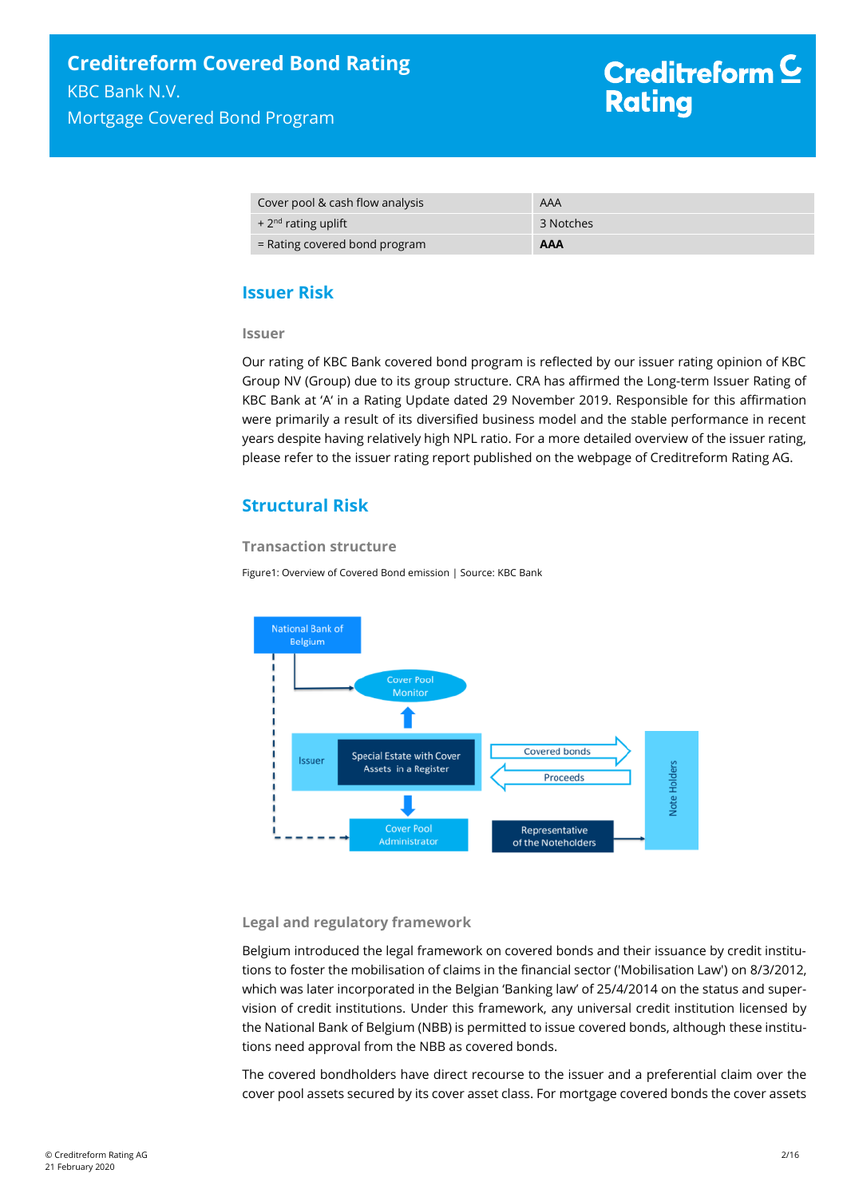| Cover pool & cash flow analysis | AAA |
|---|---|
| + 2nd rating uplift | 3 Notches |
| = Rating covered bond program | **AAA** |

## Issuer Risk

### Issuer

Our rating of KBC Bank covered bond program is reflected by our issuer rating opinion of KBC Group NV (Group) due to its group structure. CRA has affirmed the Long-term Issuer Rating of KBC Bank at 'A' in a Rating Update dated 29 November 2019. Responsible for this affirmation were primarily a result of its diversified business model and the stable performance in recent years despite having relatively high NPL ratio. For a more detailed overview of the issuer rating, please refer to the issuer rating report published on the webpage of Creditreform Rating AG.

## Structural Risk

### Transaction structure

Figure1: Overview of Covered Bond emission | Source: KBC Bank

### Legal and regulatory framework

Belgium introduced the legal framework on covered bonds and their issuance by credit institutions to foster the mobilisation of claims in the financial sector ('Mobilisation Law') on 8/3/2012, which was later incorporated in the Belgian 'Banking law' of 25/4/2014 on the status and supervision of credit institutions. Under this framework, any universal credit institution licensed by the National Bank of Belgium (NBB) is permitted to issue covered bonds, although these institutions need approval from the NBB as covered bonds.

The covered bondholders have direct recourse to the issuer and a preferential claim over the cover pool assets secured by its cover asset class. For mortgage covered bonds the cover assets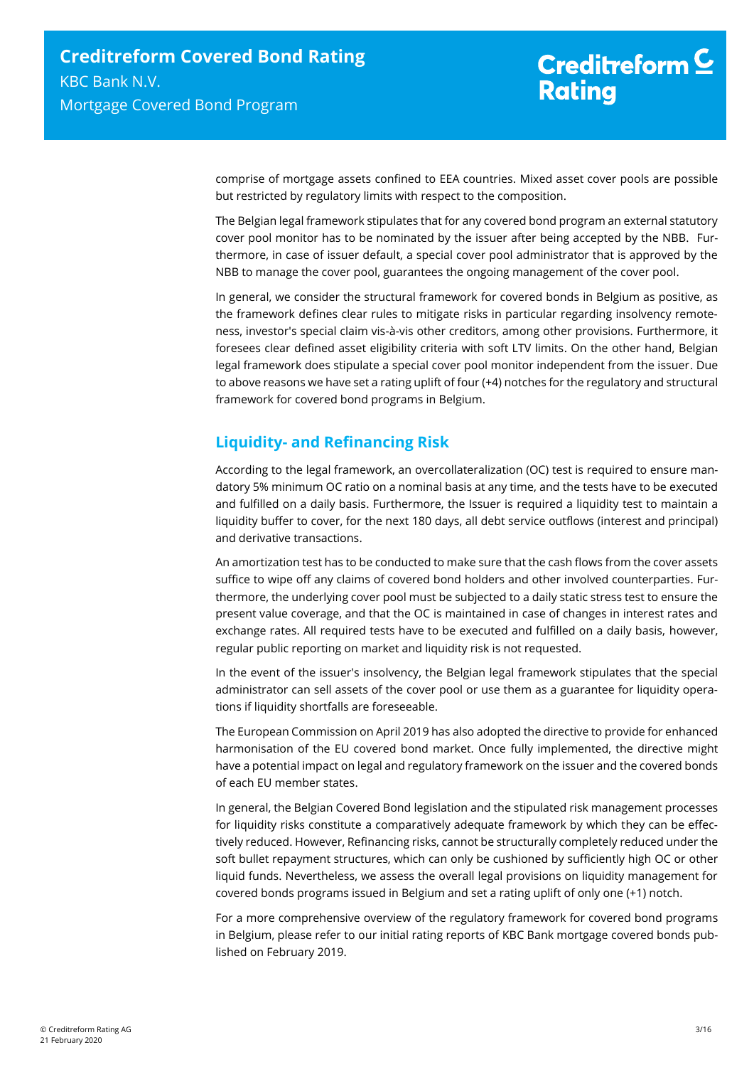comprise of mortgage assets confined to EEA countries. Mixed asset cover pools are possible but restricted by regulatory limits with respect to the composition.

The Belgian legal framework stipulates that for any covered bond program an external statutory cover pool monitor has to be nominated by the issuer after being accepted by the NBB. Furthermore, in case of issuer default, a special cover pool administrator that is approved by the NBB to manage the cover pool, guarantees the ongoing management of the cover pool.

In general, we consider the structural framework for covered bonds in Belgium as positive, as the framework defines clear rules to mitigate risks in particular regarding insolvency remoteness, investor's special claim vis-à-vis other creditors, among other provisions. Furthermore, it foresees clear defined asset eligibility criteria with soft LTV limits. On the other hand, Belgian legal framework does stipulate a special cover pool monitor independent from the issuer. Due to above reasons we have set a rating uplift of four (+4) notches for the regulatory and structural framework for covered bond programs in Belgium.

## Liquidity- and Refinancing Risk

According to the legal framework, an overcollateralization (OC) test is required to ensure mandatory 5% minimum OC ratio on a nominal basis at any time, and the tests have to be executed and fulfilled on a daily basis. Furthermore, the Issuer is required a liquidity test to maintain a liquidity buffer to cover, for the next 180 days, all debt service outflows (interest and principal) and derivative transactions.

An amortization test has to be conducted to make sure that the cash flows from the cover assets suffice to wipe off any claims of covered bond holders and other involved counterparties. Furthermore, the underlying cover pool must be subjected to a daily static stress test to ensure the present value coverage, and that the OC is maintained in case of changes in interest rates and exchange rates. All required tests have to be executed and fulfilled on a daily basis, however, regular public reporting on market and liquidity risk is not requested.

In the event of the issuer's insolvency, the Belgian legal framework stipulates that the special administrator can sell assets of the cover pool or use them as a guarantee for liquidity operations if liquidity shortfalls are foreseeable.

The European Commission on April 2019 has also adopted the directive to provide for enhanced harmonisation of the EU covered bond market. Once fully implemented, the directive might have a potential impact on legal and regulatory framework on the issuer and the covered bonds of each EU member states.

In general, the Belgian Covered Bond legislation and the stipulated risk management processes for liquidity risks constitute a comparatively adequate framework by which they can be effectively reduced. However, Refinancing risks, cannot be structurally completely reduced under the soft bullet repayment structures, which can only be cushioned by sufficiently high OC or other liquid funds. Nevertheless, we assess the overall legal provisions on liquidity management for covered bonds programs issued in Belgium and set a rating uplift of only one (+1) notch.

For a more comprehensive overview of the regulatory framework for covered bond programs in Belgium, please refer to our initial rating reports of KBC Bank mortgage covered bonds published on February 2019.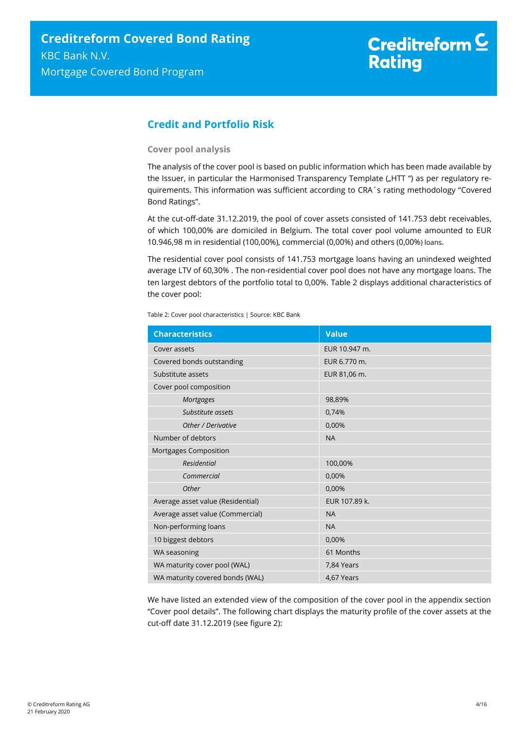## Credit and Portfolio Risk

### Cover pool analysis

The analysis of the cover pool is based on public information which has been made available by the Issuer, in particular the Harmonised Transparency Template („HTT ") as per regulatory requirements. This information was sufficient according to CRA´s rating methodology "Covered Bond Ratings".

At the cut-off-date 31.12.2019, the pool of cover assets consisted of 141.753 debt receivables, of which 100,00% are domiciled in Belgium. The total cover pool volume amounted to EUR 10.946,98 m in residential (100,00%), commercial (0,00%) and others (0,00%) loans.

The residential cover pool consists of 141.753 mortgage loans having an unindexed weighted average LTV of 60,30% . The non-residential cover pool does not have any mortgage loans. The ten largest debtors of the portfolio total to 0,00%. Table 2 displays additional characteristics of the cover pool:

Table 2: Cover pool characteristics | Source: KBC Bank

| Characteristics | Value |
|---|---|
| Cover assets | EUR 10.947 m. |
| Covered bonds outstanding | EUR 6.770 m. |
| Substitute assets | EUR 81,06 m. |
| Cover pool composition | |
| *Mortgages* | 98,89% |
| *Substitute assets* | 0,74% |
| *Other / Derivative* | 0,00% |
| Number of debtors | NA |
| Mortgages Composition | |
| *Residential* | 100,00% |
| *Commercial* | 0,00% |
| *Other* | 0,00% |
| Average asset value (Residential) | EUR 107.89 k. |
| Average asset value (Commercial) | NA |
| Non-performing loans | NA |
| 10 biggest debtors | 0,00% |
| WA seasoning | 61 Months |
| WA maturity cover pool (WAL) | 7,84 Years |
| WA maturity covered bonds (WAL) | 4,67 Years |

We have listed an extended view of the composition of the cover pool in the appendix section "Cover pool details". The following chart displays the maturity profile of the cover assets at the cut-off date 31.12.2019 (see figure 2):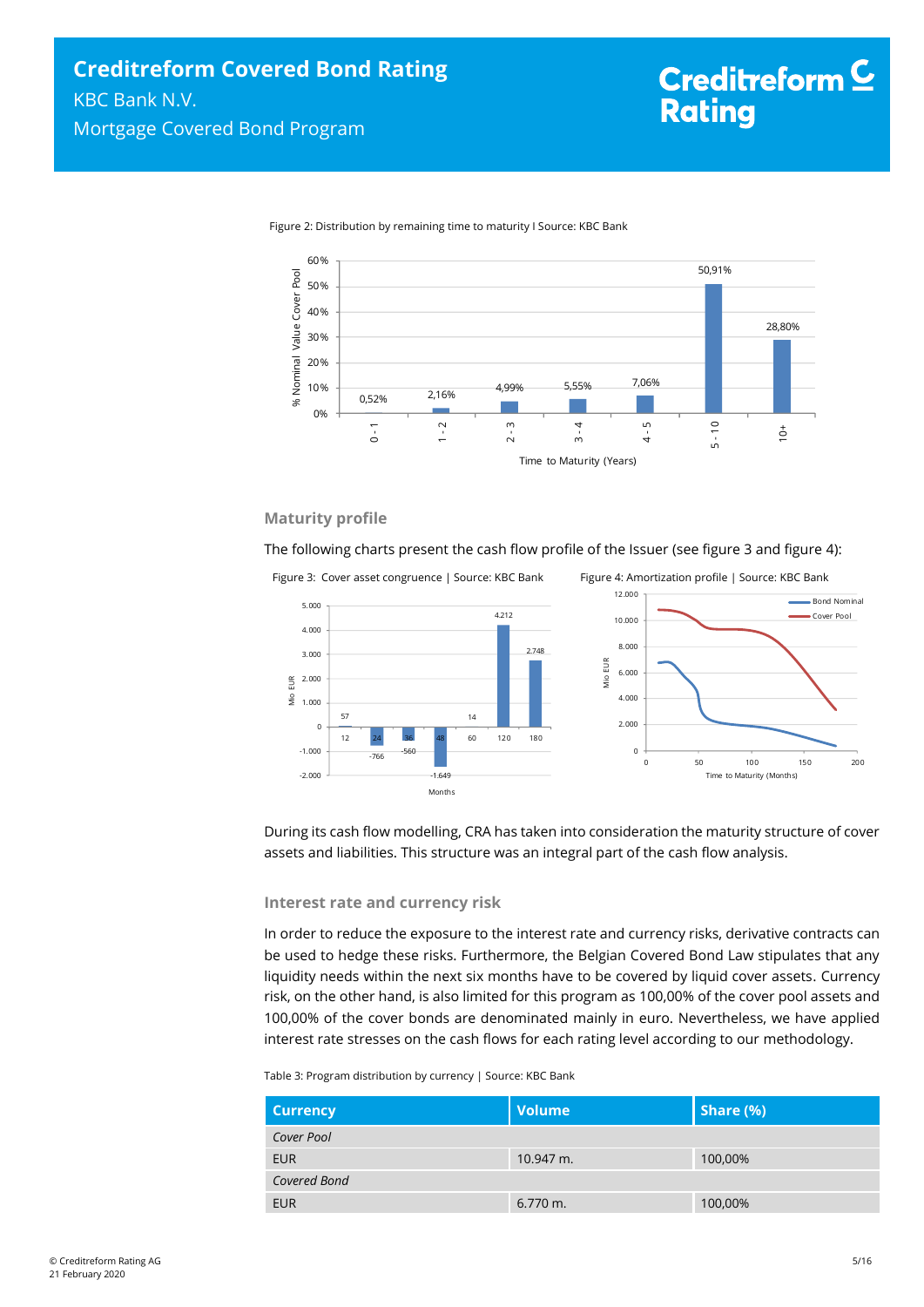Figure 2: Distribution by remaining time to maturity I Source: KBC Bank

Figure 3: Cover asset congruence | Source: KBC Bank

Figure 4: Amortization profile | Source: KBC Bank

### Maturity profile

The following charts present the cash flow profile of the Issuer (see figure 3 and figure 4):

During its cash flow modelling, CRA has taken into consideration the maturity structure of cover assets and liabilities. This structure was an integral part of the cash flow analysis.

### Interest rate and currency risk

In order to reduce the exposure to the interest rate and currency risks, derivative contracts can be used to hedge these risks. Furthermore, the Belgian Covered Bond Law stipulates that any liquidity needs within the next six months have to be covered by liquid cover assets. Currency risk, on the other hand, is also limited for this program as 100,00% of the cover pool assets and 100,00% of the cover bonds are denominated mainly in euro. Nevertheless, we have applied interest rate stresses on the cash flows for each rating level according to our methodology.

Table 3: Program distribution by currency | Source: KBC Bank

| Currency | Volume | Share (%) |
|---|---|---|
| *Cover Pool* | | |
| EUR | 10.947 m. | 100,00% |
| *Covered Bond* | | |
| EUR | 6.770 m. | 100,00% |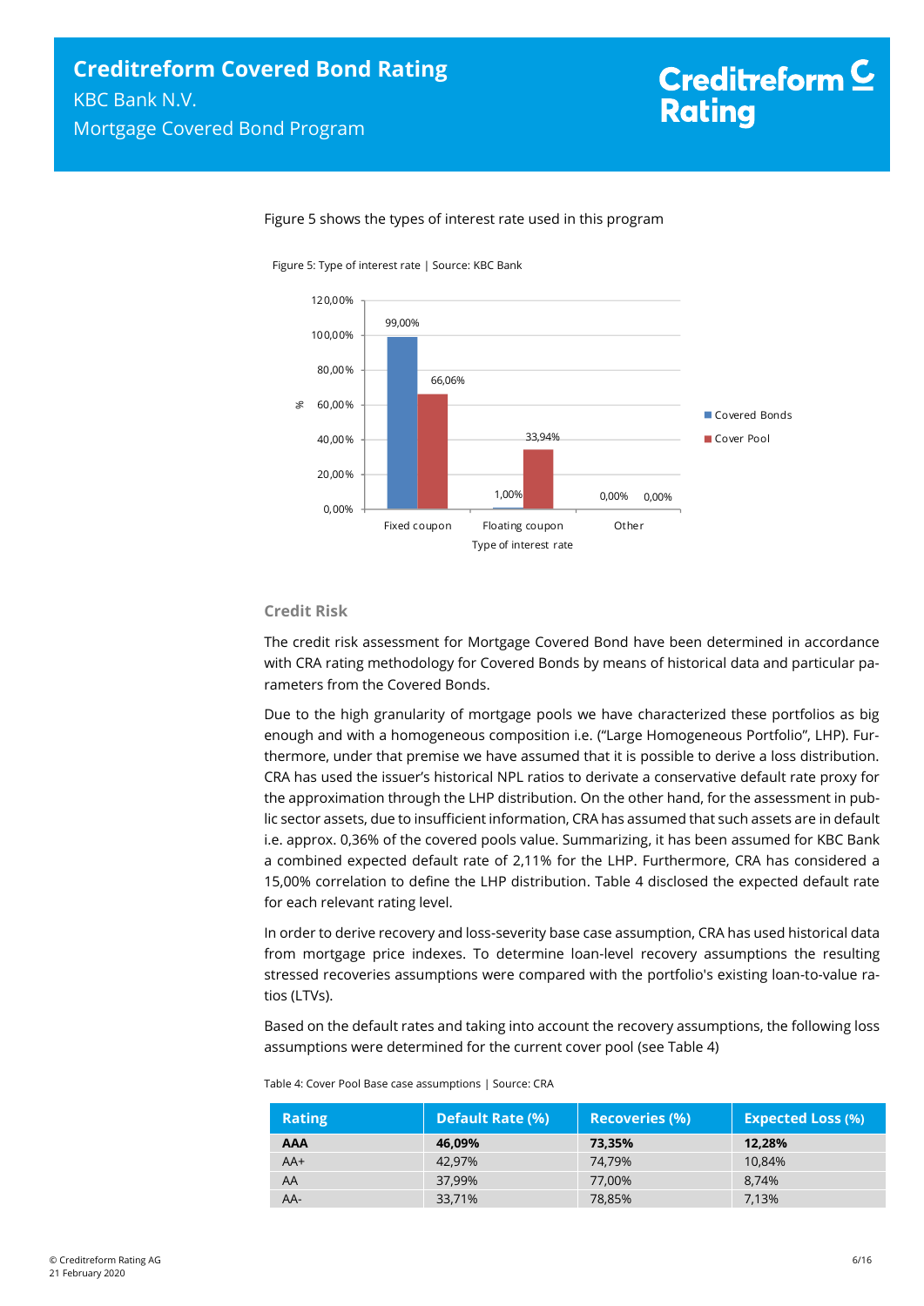Figure 5 shows the types of interest rate used in this program

Figure 5: Type of interest rate | Source: KBC Bank

| Type of interest rate | Covered Bonds | Cover Pool |
|---|---|---|
| Fixed coupon | 99,00% | 66,06% |
| Floating coupon | 1,00% | 33,94% |
| Other | 0,00% | 0,00% |

## Credit Risk

The credit risk assessment for Mortgage Covered Bond have been determined in accordance with CRA rating methodology for Covered Bonds by means of historical data and particular parameters from the Covered Bonds.

Due to the high granularity of mortgage pools we have characterized these portfolios as big enough and with a homogeneous composition i.e. ("Large Homogeneous Portfolio", LHP). Furthermore, under that premise we have assumed that it is possible to derive a loss distribution. CRA has used the issuer's historical NPL ratios to derivate a conservative default rate proxy for the approximation through the LHP distribution. On the other hand, for the assessment in public sector assets, due to insufficient information, CRA has assumed that such assets are in default i.e. approx. 0,36% of the covered pools value. Summarizing, it has been assumed for KBC Bank a combined expected default rate of 2,11% for the LHP. Furthermore, CRA has considered a 15,00% correlation to define the LHP distribution. Table 4 disclosed the expected default rate for each relevant rating level.

In order to derive recovery and loss-severity base case assumption, CRA has used historical data from mortgage price indexes. To determine loan-level recovery assumptions the resulting stressed recoveries assumptions were compared with the portfolio's existing loan-to-value ratios (LTVs).

Based on the default rates and taking into account the recovery assumptions, the following loss assumptions were determined for the current cover pool (see Table 4)

Table 4: Cover Pool Base case assumptions | Source: CRA

| Rating | Default Rate (%) | Recoveries (%) | Expected Loss (%) |
|---|---|---|---|
| **AAA** | **46,09%** | **73,35%** | **12,28%** |
| AA+ | 42,97% | 74,79% | 10,84% |
| AA | 37,99% | 77,00% | 8,74% |
| AA- | 33,71% | 78,85% | 7,13% |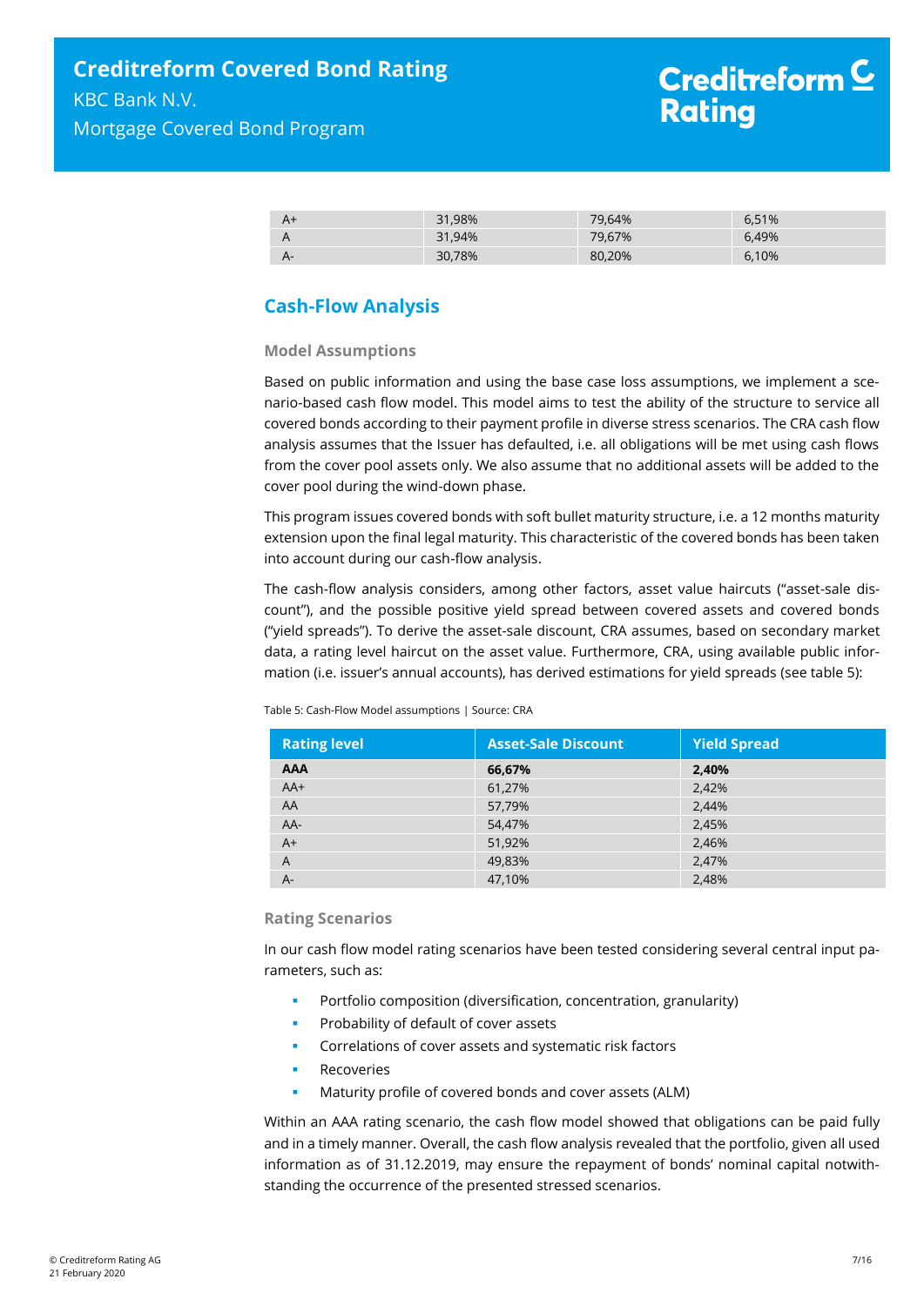| A+ | 31,98% | 79,64% | 6,51% |
|---|---|---|---|
| A | 31,94% | 79,67% | 6,49% |
| A- | 30,78% | 80,20% | 6,10% |

## Cash-Flow Analysis

### Model Assumptions

Based on public information and using the base case loss assumptions, we implement a scenario-based cash flow model. This model aims to test the ability of the structure to service all covered bonds according to their payment profile in diverse stress scenarios. The CRA cash flow analysis assumes that the Issuer has defaulted, i.e. all obligations will be met using cash flows from the cover pool assets only. We also assume that no additional assets will be added to the cover pool during the wind-down phase.

This program issues covered bonds with soft bullet maturity structure, i.e. a 12 months maturity extension upon the final legal maturity. This characteristic of the covered bonds has been taken into account during our cash-flow analysis.

The cash-flow analysis considers, among other factors, asset value haircuts ("asset-sale discount"), and the possible positive yield spread between covered assets and covered bonds ("yield spreads"). To derive the asset-sale discount, CRA assumes, based on secondary market data, a rating level haircut on the asset value. Furthermore, CRA, using available public information (i.e. issuer's annual accounts), has derived estimations for yield spreads (see table 5):

Table 5: Cash-Flow Model assumptions | Source: CRA

| Rating level | Asset-Sale Discount | Yield Spread |
|---|---|---|
| **AAA** | **66,67%** | **2,40%** |
| AA+ | 61,27% | 2,42% |
| AA | 57,79% | 2,44% |
| AA- | 54,47% | 2,45% |
| A+ | 51,92% | 2,46% |
| A | 49,83% | 2,47% |
| A- | 47,10% | 2,48% |

### Rating Scenarios

In our cash flow model rating scenarios have been tested considering several central input parameters, such as:

- Portfolio composition (diversification, concentration, granularity)
- Probability of default of cover assets
- Correlations of cover assets and systematic risk factors
- Recoveries
- Maturity profile of covered bonds and cover assets (ALM)

Within an AAA rating scenario, the cash flow model showed that obligations can be paid fully and in a timely manner. Overall, the cash flow analysis revealed that the portfolio, given all used information as of 31.12.2019, may ensure the repayment of bonds' nominal capital notwithstanding the occurrence of the presented stressed scenarios.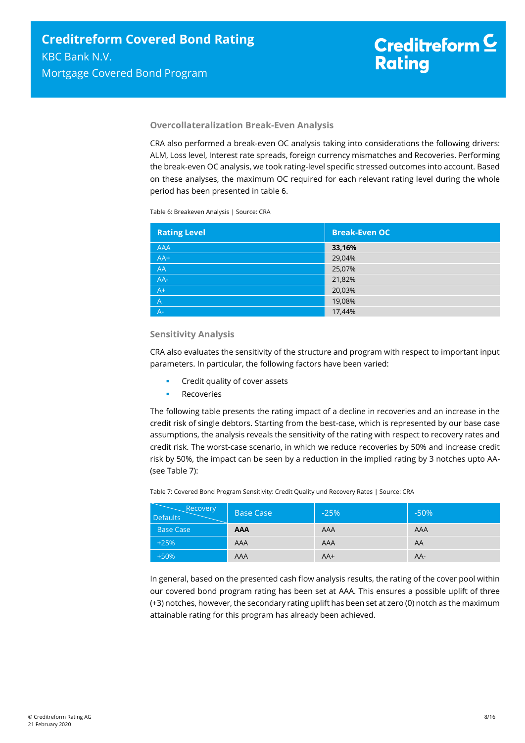### Overcollateralization Break-Even Analysis

CRA also performed a break-even OC analysis taking into considerations the following drivers: ALM, Loss level, Interest rate spreads, foreign currency mismatches and Recoveries. Performing the break-even OC analysis, we took rating-level specific stressed outcomes into account. Based on these analyses, the maximum OC required for each relevant rating level during the whole period has been presented in table 6.

Table 6: Breakeven Analysis | Source: CRA

| Rating Level | Break-Even OC |
|---|---|
| AAA | **33,16%** |
| AA+ | 29,04% |
| AA | 25,07% |
| AA- | 21,82% |
| A+ | 20,03% |
| A | 19,08% |
| A- | 17,44% |

### Sensitivity Analysis

CRA also evaluates the sensitivity of the structure and program with respect to important input parameters. In particular, the following factors have been varied:

- Credit quality of cover assets
- Recoveries

The following table presents the rating impact of a decline in recoveries and an increase in the credit risk of single debtors. Starting from the best-case, which is represented by our base case assumptions, the analysis reveals the sensitivity of the rating with respect to recovery rates and credit risk. The worst-case scenario, in which we reduce recoveries by 50% and increase credit risk by 50%, the impact can be seen by a reduction in the implied rating by 3 notches upto AA- (see Table 7):

Table 7: Covered Bond Program Sensitivity: Credit Quality und Recovery Rates | Source: CRA

| Defaults \ Recovery | Base Case | -25% | -50% |
|---|---|---|---|
| Base Case | **AAA** | AAA | AAA |
| +25% | AAA | AAA | AA |
| +50% | AAA | AA+ | AA- |

In general, based on the presented cash flow analysis results, the rating of the cover pool within our covered bond program rating has been set at AAA. This ensures a possible uplift of three (+3) notches, however, the secondary rating uplift has been set at zero (0) notch as the maximum attainable rating for this program has already been achieved.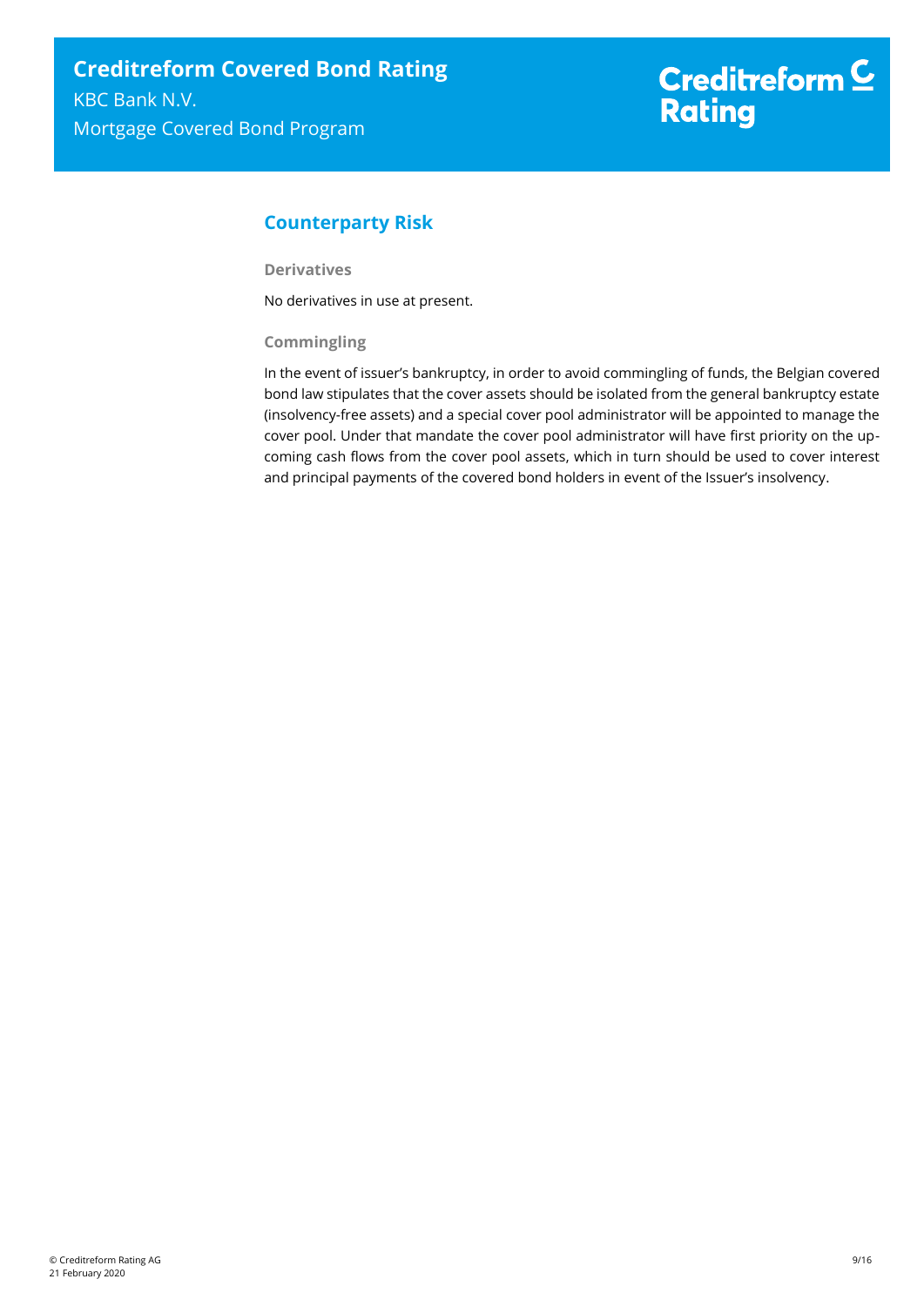## Counterparty Risk

### Derivatives

No derivatives in use at present.

### Commingling

In the event of issuer's bankruptcy, in order to avoid commingling of funds, the Belgian covered bond law stipulates that the cover assets should be isolated from the general bankruptcy estate (insolvency-free assets) and a special cover pool administrator will be appointed to manage the cover pool. Under that mandate the cover pool administrator will have first priority on the upcoming cash flows from the cover pool assets, which in turn should be used to cover interest and principal payments of the covered bond holders in event of the Issuer's insolvency.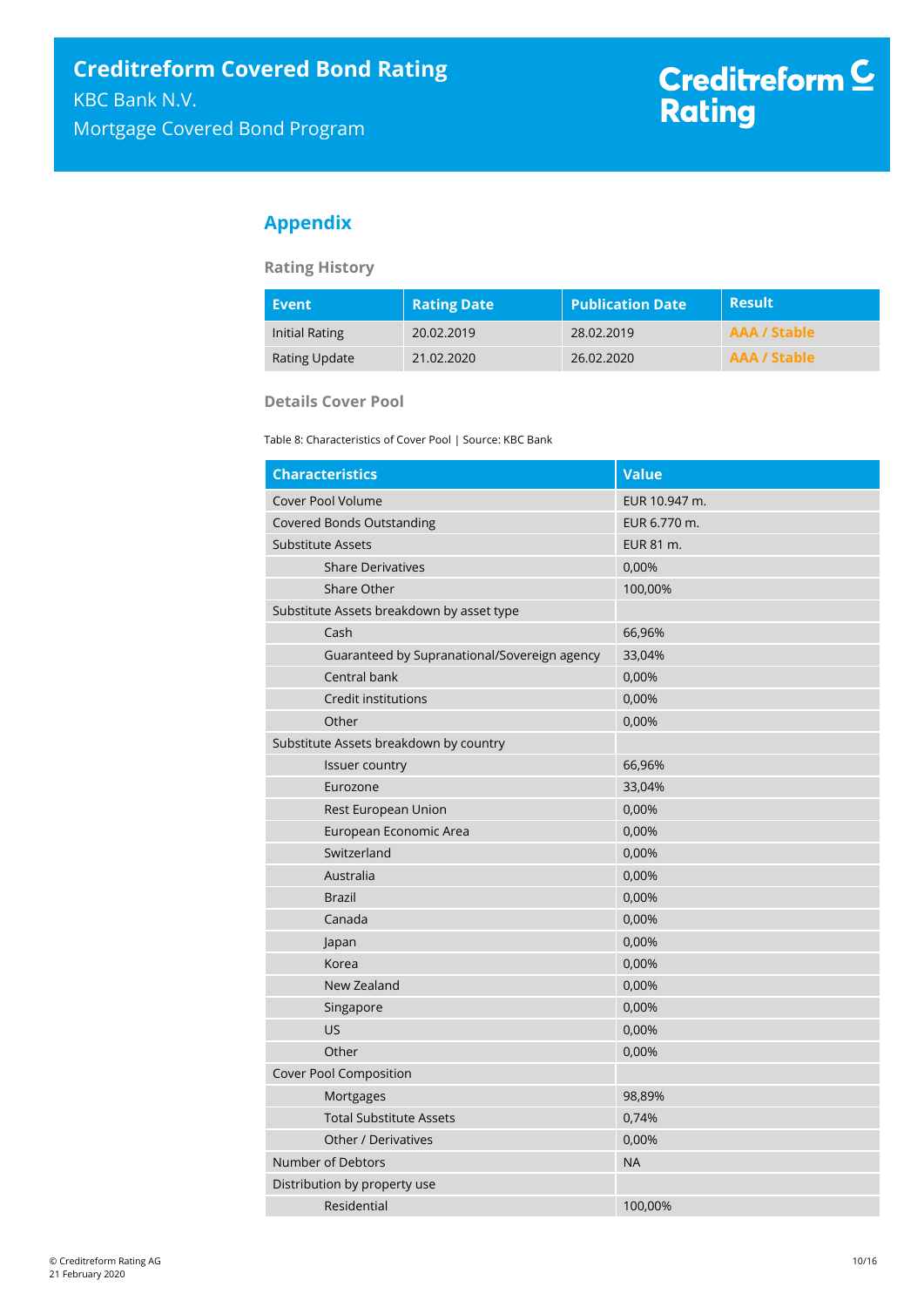## Appendix

### Rating History

| Event | Rating Date | Publication Date | Result |
| --- | --- | --- | --- |
| Initial Rating | 20.02.2019 | 28.02.2019 | AAA / Stable |
| Rating Update | 21.02.2020 | 26.02.2020 | AAA / Stable |

### Details Cover Pool

Table 8: Characteristics of Cover Pool | Source: KBC Bank

| Characteristics | Value |
| --- | --- |
| Cover Pool Volume | EUR 10.947 m. |
| Covered Bonds Outstanding | EUR 6.770 m. |
| Substitute Assets | EUR 81 m. |
| Share Derivatives | 0,00% |
| Share Other | 100,00% |
| Substitute Assets breakdown by asset type | |
| Cash | 66,96% |
| Guaranteed by Supranational/Sovereign agency | 33,04% |
| Central bank | 0,00% |
| Credit institutions | 0,00% |
| Other | 0,00% |
| Substitute Assets breakdown by country | |
| Issuer country | 66,96% |
| Eurozone | 33,04% |
| Rest European Union | 0,00% |
| European Economic Area | 0,00% |
| Switzerland | 0,00% |
| Australia | 0,00% |
| Brazil | 0,00% |
| Canada | 0,00% |
| Japan | 0,00% |
| Korea | 0,00% |
| New Zealand | 0,00% |
| Singapore | 0,00% |
| US | 0,00% |
| Other | 0,00% |
| Cover Pool Composition | |
| Mortgages | 98,89% |
| Total Substitute Assets | 0,74% |
| Other / Derivatives | 0,00% |
| Number of Debtors | NA |
| Distribution by property use | |
| Residential | 100,00% |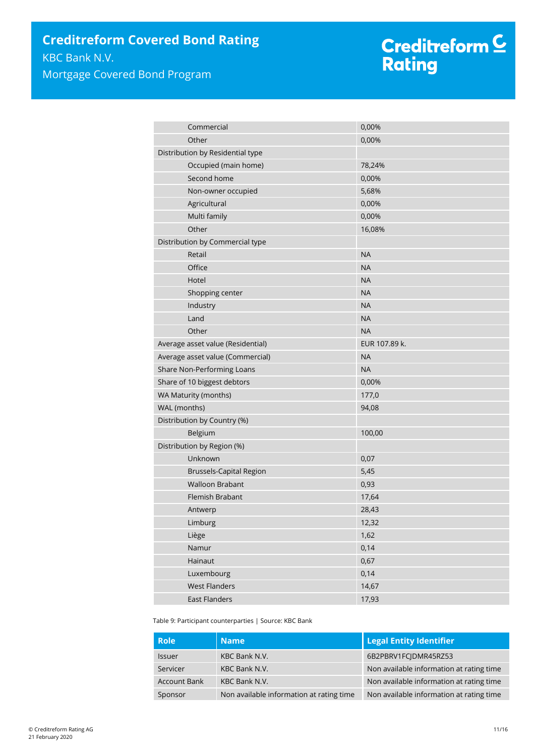| | |
|---|---|
| Commercial | 0,00% |
| Other | 0,00% |
| Distribution by Residential type | |
| Occupied (main home) | 78,24% |
| Second home | 0,00% |
| Non-owner occupied | 5,68% |
| Agricultural | 0,00% |
| Multi family | 0,00% |
| Other | 16,08% |
| Distribution by Commercial type | |
| Retail | NA |
| Office | NA |
| Hotel | NA |
| Shopping center | NA |
| Industry | NA |
| Land | NA |
| Other | NA |
| Average asset value (Residential) | EUR 107.89 k. |
| Average asset value (Commercial) | NA |
| Share Non-Performing Loans | NA |
| Share of 10 biggest debtors | 0,00% |
| WA Maturity (months) | 177,0 |
| WAL (months) | 94,08 |
| Distribution by Country (%) | |
| Belgium | 100,00 |
| Distribution by Region (%) | |
| Unknown | 0,07 |
| Brussels-Capital Region | 5,45 |
| Walloon Brabant | 0,93 |
| Flemish Brabant | 17,64 |
| Antwerp | 28,43 |
| Limburg | 12,32 |
| Liège | 1,62 |
| Namur | 0,14 |
| Hainaut | 0,67 |
| Luxembourg | 0,14 |
| West Flanders | 14,67 |
| East Flanders | 17,93 |

Table 9: Participant counterparties | Source: KBC Bank

| Role | Name | Legal Entity Identifier |
|---|---|---|
| Issuer | KBC Bank N.V. | 6B2PBRV1FCJDMR45RZ53 |
| Servicer | KBC Bank N.V. | Non available information at rating time |
| Account Bank | KBC Bank N.V. | Non available information at rating time |
| Sponsor | Non available information at rating time | Non available information at rating time |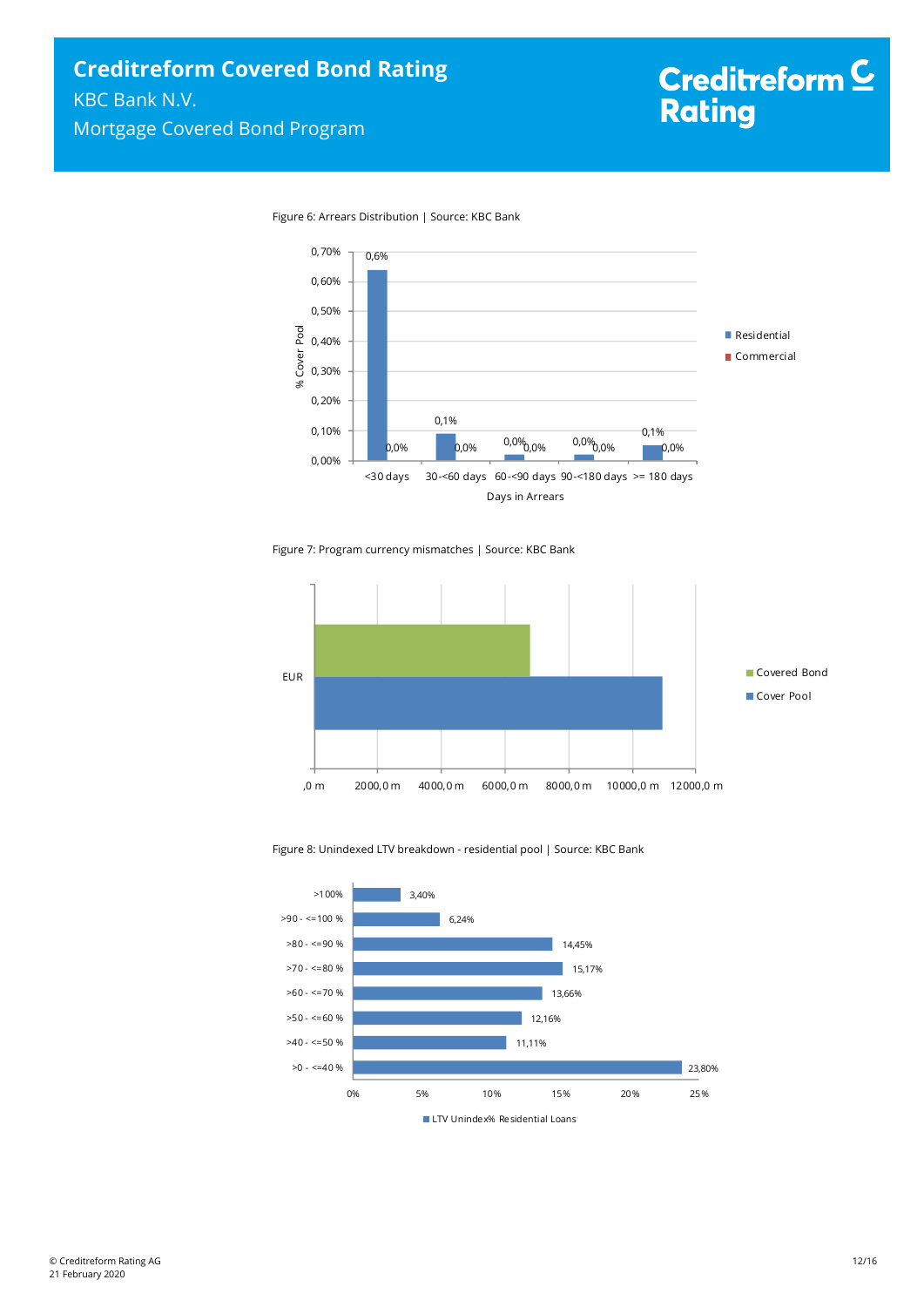Figure 6: Arrears Distribution | Source: KBC Bank

| Days in Arrears | Residential | Commercial |
|---|---|---|
| <30 days | 0,6% | 0,0% |
| 30-<60 days | 0,1% | 0,0% |
| 60-<90 days | 0,0% | 0,0% |
| 90-<180 days | 0,0% | 0,0% |
| >= 180 days | 0,1% | 0,0% |

Figure 7: Program currency mismatches | Source: KBC Bank

Figure 8: Unindexed LTV breakdown - residential pool | Source: KBC Bank

| LTV | LTV Unindex% Residential Loans |
|---|---|
| >100% | 3,40% |
| >90 - <=100 % | 6,24% |
| >80 - <=90 % | 14,45% |
| >70 - <=80 % | 15,17% |
| >60 - <=70 % | 13,66% |
| >50 - <=60 % | 12,16% |
| >40 - <=50 % | 11,11% |
| >0 - <=40 % | 23,80% |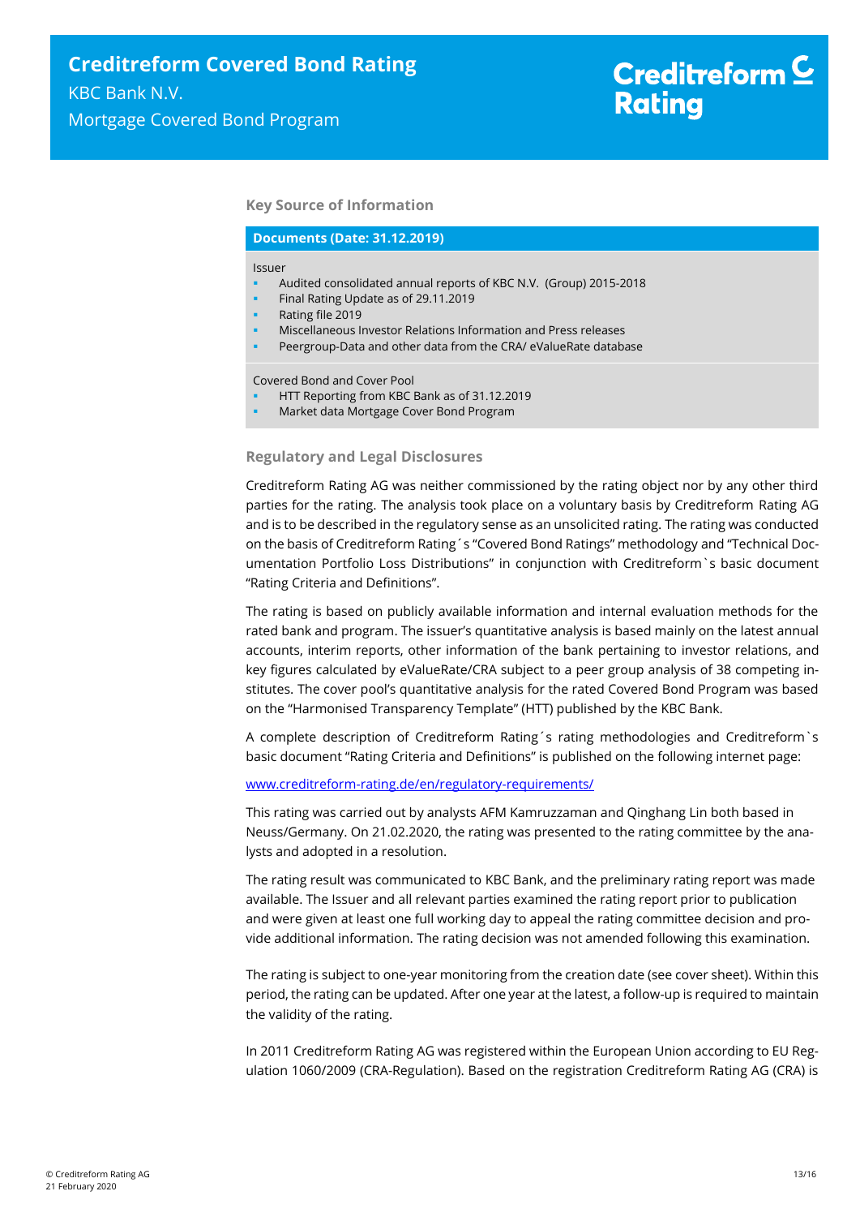## Key Source of Information

**Documents (Date: 31.12.2019)**

Issuer

- Audited consolidated annual reports of KBC N.V. (Group) 2015-2018
- Final Rating Update as of 29.11.2019
- Rating file 2019
- Miscellaneous Investor Relations Information and Press releases
- Peergroup-Data and other data from the CRA/ eValueRate database

Covered Bond and Cover Pool

- HTT Reporting from KBC Bank as of 31.12.2019
- Market data Mortgage Cover Bond Program

## Regulatory and Legal Disclosures

Creditreform Rating AG was neither commissioned by the rating object nor by any other third parties for the rating. The analysis took place on a voluntary basis by Creditreform Rating AG and is to be described in the regulatory sense as an unsolicited rating. The rating was conducted on the basis of Creditreform Rating´s "Covered Bond Ratings" methodology and "Technical Documentation Portfolio Loss Distributions" in conjunction with Creditreform`s basic document "Rating Criteria and Definitions".

The rating is based on publicly available information and internal evaluation methods for the rated bank and program. The issuer's quantitative analysis is based mainly on the latest annual accounts, interim reports, other information of the bank pertaining to investor relations, and key figures calculated by eValueRate/CRA subject to a peer group analysis of 38 competing institutes. The cover pool's quantitative analysis for the rated Covered Bond Program was based on the "Harmonised Transparency Template" (HTT) published by the KBC Bank.

A complete description of Creditreform Rating´s rating methodologies and Creditreform`s basic document "Rating Criteria and Definitions" is published on the following internet page:

[www.creditreform-rating.de/en/regulatory-requirements/](www.creditreform-rating.de/en/regulatory-requirements/)

This rating was carried out by analysts AFM Kamruzzaman and Qinghang Lin both based in Neuss/Germany. On 21.02.2020, the rating was presented to the rating committee by the analysts and adopted in a resolution.

The rating result was communicated to KBC Bank, and the preliminary rating report was made available. The Issuer and all relevant parties examined the rating report prior to publication and were given at least one full working day to appeal the rating committee decision and provide additional information. The rating decision was not amended following this examination.

The rating is subject to one-year monitoring from the creation date (see cover sheet). Within this period, the rating can be updated. After one year at the latest, a follow-up is required to maintain the validity of the rating.

In 2011 Creditreform Rating AG was registered within the European Union according to EU Regulation 1060/2009 (CRA-Regulation). Based on the registration Creditreform Rating AG (CRA) is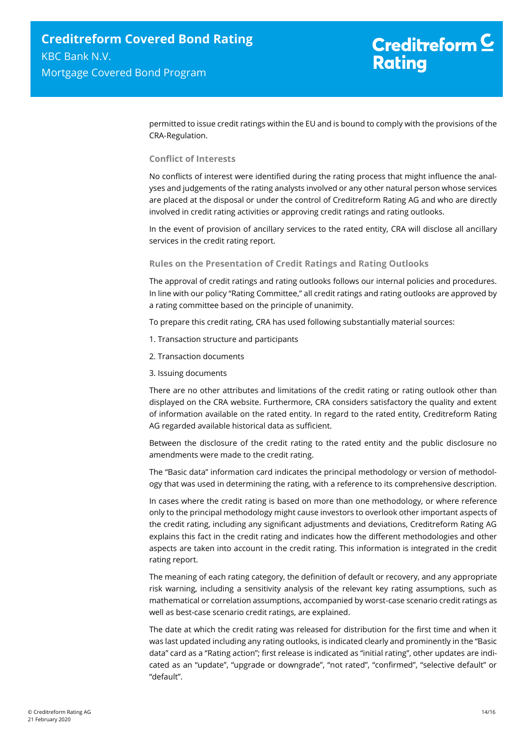permitted to issue credit ratings within the EU and is bound to comply with the provisions of the CRA-Regulation.

### Conflict of Interests

No conflicts of interest were identified during the rating process that might influence the analyses and judgements of the rating analysts involved or any other natural person whose services are placed at the disposal or under the control of Creditreform Rating AG and who are directly involved in credit rating activities or approving credit ratings and rating outlooks.

In the event of provision of ancillary services to the rated entity, CRA will disclose all ancillary services in the credit rating report.

### Rules on the Presentation of Credit Ratings and Rating Outlooks

The approval of credit ratings and rating outlooks follows our internal policies and procedures. In line with our policy "Rating Committee," all credit ratings and rating outlooks are approved by a rating committee based on the principle of unanimity.

To prepare this credit rating, CRA has used following substantially material sources:

1. Transaction structure and participants
2. Transaction documents
3. Issuing documents

There are no other attributes and limitations of the credit rating or rating outlook other than displayed on the CRA website. Furthermore, CRA considers satisfactory the quality and extent of information available on the rated entity. In regard to the rated entity, Creditreform Rating AG regarded available historical data as sufficient.

Between the disclosure of the credit rating to the rated entity and the public disclosure no amendments were made to the credit rating.

The "Basic data" information card indicates the principal methodology or version of methodology that was used in determining the rating, with a reference to its comprehensive description.

In cases where the credit rating is based on more than one methodology, or where reference only to the principal methodology might cause investors to overlook other important aspects of the credit rating, including any significant adjustments and deviations, Creditreform Rating AG explains this fact in the credit rating and indicates how the different methodologies and other aspects are taken into account in the credit rating. This information is integrated in the credit rating report.

The meaning of each rating category, the definition of default or recovery, and any appropriate risk warning, including a sensitivity analysis of the relevant key rating assumptions, such as mathematical or correlation assumptions, accompanied by worst-case scenario credit ratings as well as best-case scenario credit ratings, are explained.

The date at which the credit rating was released for distribution for the first time and when it was last updated including any rating outlooks, is indicated clearly and prominently in the "Basic data" card as a "Rating action"; first release is indicated as "initial rating", other updates are indicated as an "update", "upgrade or downgrade", "not rated", "confirmed", "selective default" or "default".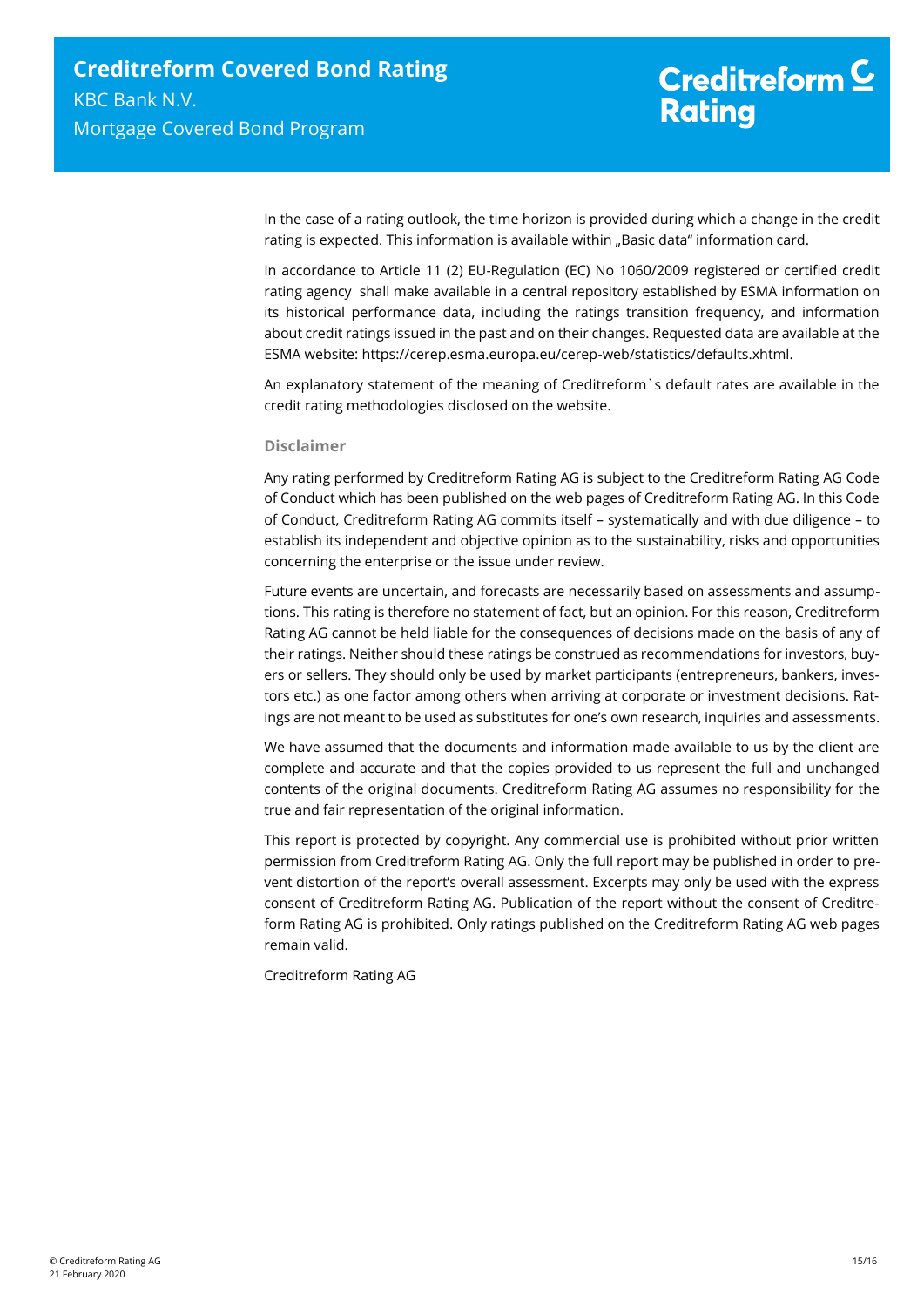In the case of a rating outlook, the time horizon is provided during which a change in the credit rating is expected. This information is available within „Basic data" information card.

In accordance to Article 11 (2) EU-Regulation (EC) No 1060/2009 registered or certified credit rating agency shall make available in a central repository established by ESMA information on its historical performance data, including the ratings transition frequency, and information about credit ratings issued in the past and on their changes. Requested data are available at the ESMA website: https://cerep.esma.europa.eu/cerep-web/statistics/defaults.xhtml.

An explanatory statement of the meaning of Creditreform`s default rates are available in the credit rating methodologies disclosed on the website.

### Disclaimer

Any rating performed by Creditreform Rating AG is subject to the Creditreform Rating AG Code of Conduct which has been published on the web pages of Creditreform Rating AG. In this Code of Conduct, Creditreform Rating AG commits itself – systematically and with due diligence – to establish its independent and objective opinion as to the sustainability, risks and opportunities concerning the enterprise or the issue under review.

Future events are uncertain, and forecasts are necessarily based on assessments and assumptions. This rating is therefore no statement of fact, but an opinion. For this reason, Creditreform Rating AG cannot be held liable for the consequences of decisions made on the basis of any of their ratings. Neither should these ratings be construed as recommendations for investors, buyers or sellers. They should only be used by market participants (entrepreneurs, bankers, investors etc.) as one factor among others when arriving at corporate or investment decisions. Ratings are not meant to be used as substitutes for one's own research, inquiries and assessments.

We have assumed that the documents and information made available to us by the client are complete and accurate and that the copies provided to us represent the full and unchanged contents of the original documents. Creditreform Rating AG assumes no responsibility for the true and fair representation of the original information.

This report is protected by copyright. Any commercial use is prohibited without prior written permission from Creditreform Rating AG. Only the full report may be published in order to prevent distortion of the report's overall assessment. Excerpts may only be used with the express consent of Creditreform Rating AG. Publication of the report without the consent of Creditreform Rating AG is prohibited. Only ratings published on the Creditreform Rating AG web pages remain valid.

Creditreform Rating AG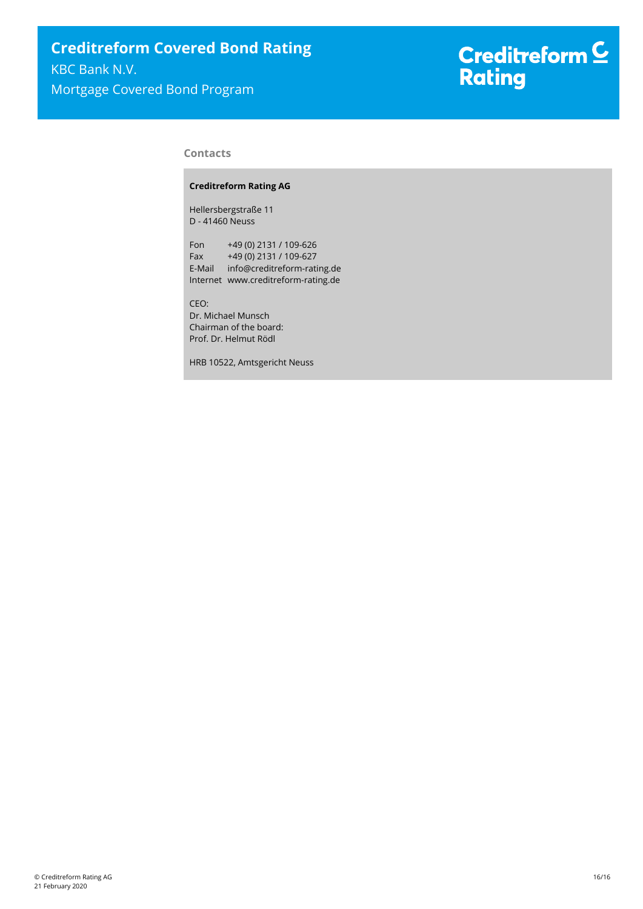## Contacts

**Creditreform Rating AG**

Hellersbergstraße 11
D - 41460 Neuss

Fon +49 (0) 2131 / 109-626
Fax +49 (0) 2131 / 109-627
E-Mail info@creditreform-rating.de
Internet www.creditreform-rating.de

CEO:
Dr. Michael Munsch
Chairman of the board:
Prof. Dr. Helmut Rödl

HRB 10522, Amtsgericht Neuss